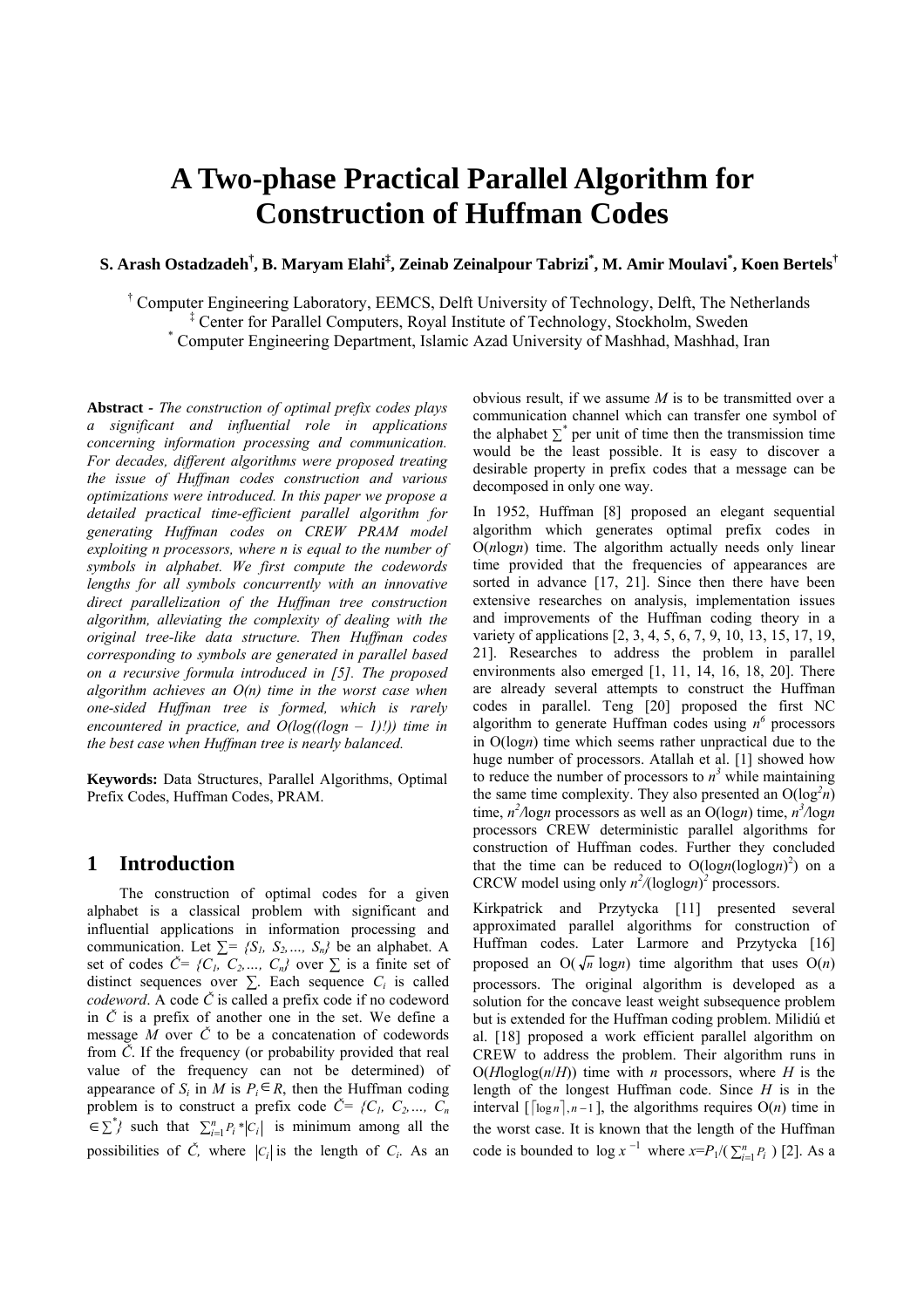# A Two-phase Practical Parallel Algorithm for Construction of Huffman Codes

**S. Arash Ostadzadeh†, B. Maryam Elahi‡, Zeinab Zeinalpour Tabrizi*, M. Amir Moulavi*, Koen Bertels†**

† Computer Engineering Laboratory, EEMCS, Delft University of Technology, Delft, The Netherlands
‡ Center for Parallel Computers, Royal Institute of Technology, Stockholm, Sweden
* Computer Engineering Department, Islamic Azad University of Mashhad, Mashhad, Iran

**Abstract -** *The construction of optimal prefix codes plays a significant and influential role in applications concerning information processing and communication. For decades, different algorithms were proposed treating the issue of Huffman codes construction and various optimizations were introduced. In this paper we propose a detailed practical time-efficient parallel algorithm for generating Huffman codes on CREW PRAM model exploiting n processors, where n is equal to the number of symbols in alphabet. We first compute the codewords lengths for all symbols concurrently with an innovative direct parallelization of the Huffman tree construction algorithm, alleviating the complexity of dealing with the original tree-like data structure. Then Huffman codes corresponding to symbols are generated in parallel based on a recursive formula introduced in [5]. The proposed algorithm achieves an O(n) time in the worst case when one-sided Huffman tree is formed, which is rarely encountered in practice, and O(log((logn – 1)!)) time in the best case when Huffman tree is nearly balanced.*

**Keywords:** Data Structures, Parallel Algorithms, Optimal Prefix Codes, Huffman Codes, PRAM.

## 1 Introduction

The construction of optimal codes for a given alphabet is a classical problem with significant and influential applications in information processing and communication. Let $\sum = \{S_1, S_2, \ldots, S_n\}$ be an alphabet. A set of codes $\check{C} = \{C_1, C_2, \ldots, C_n\}$ over $\sum$ is a finite set of distinct sequences over $\sum$. Each sequence $C_i$ is called *codeword*. A code $\check{C}$ is called a prefix code if no codeword in $\check{C}$ is a prefix of another one in the set. We define a message $M$ over $\check{C}$ to be a concatenation of codewords from $\check{C}$. If the frequency (or probability provided that real value of the frequency can not be determined) of appearance of $S_i$ in $M$ is $P_i \in R$, then the Huffman coding problem is to construct a prefix code $\check{C} = \{C_1, C_2, \ldots, C_n \in \sum^*\}$ such that $\sum_{i=1}^{n} P_i * |C_i|$ is minimum among all the possibilities of $\check{C}$, where $|C_i|$ is the length of $C_i$. As an obvious result, if we assume $M$ is to be transmitted over a communication channel which can transfer one symbol of the alphabet $\sum^*$ per unit of time then the transmission time would be the least possible. It is easy to discover a desirable property in prefix codes that a message can be decomposed in only one way.

In 1952, Huffman [8] proposed an elegant sequential algorithm which generates optimal prefix codes in O($n$log$n$) time. The algorithm actually needs only linear time provided that the frequencies of appearances are sorted in advance [17, 21]. Since then there have been extensive researches on analysis, implementation issues and improvements of the Huffman coding theory in a variety of applications [2, 3, 4, 5, 6, 7, 9, 10, 13, 15, 17, 19, 21]. Researches to address the problem in parallel environments also emerged [1, 11, 14, 16, 18, 20]. There are already several attempts to construct the Huffman codes in parallel. Teng [20] proposed the first NC algorithm to generate Huffman codes using $n^6$ processors in O(log$n$) time which seems rather unpractical due to the huge number of processors. Atallah et al. [1] showed how to reduce the number of processors to $n^3$ while maintaining the same time complexity. They also presented an O($\log^2 n$) time, $n^2$/log$n$ processors as well as an O(log$n$) time, $n^3$/log$n$ processors CREW deterministic parallel algorithms for construction of Huffman codes. Further they concluded that the time can be reduced to O(log$n$(loglog$n$)$^2$) on a CRCW model using only $n^2$/(loglog$n$)$^2$ processors.

Kirkpatrick and Przytycka [11] presented several approximated parallel algorithms for construction of Huffman codes. Later Larmore and Przytycka [16] proposed an O($\sqrt{n}$ log$n$) time algorithm that uses O($n$) processors. The original algorithm is developed as a solution for the concave least weight subsequence problem but is extended for the Huffman coding problem. Milidiú et al. [18] proposed a work efficient parallel algorithm on CREW to address the problem. Their algorithm runs in O($H$loglog($n$/$H$)) time with $n$ processors, where $H$ is the length of the longest Huffman code. Since $H$ is in the interval $[\lceil \log n \rceil, n-1]$, the algorithms requires O($n$) time in the worst case. It is known that the length of the Huffman code is bounded to $\log x^{-1}$ where $x = P_1 / (\sum_{i=1}^{n} P_i)$ [2]. As a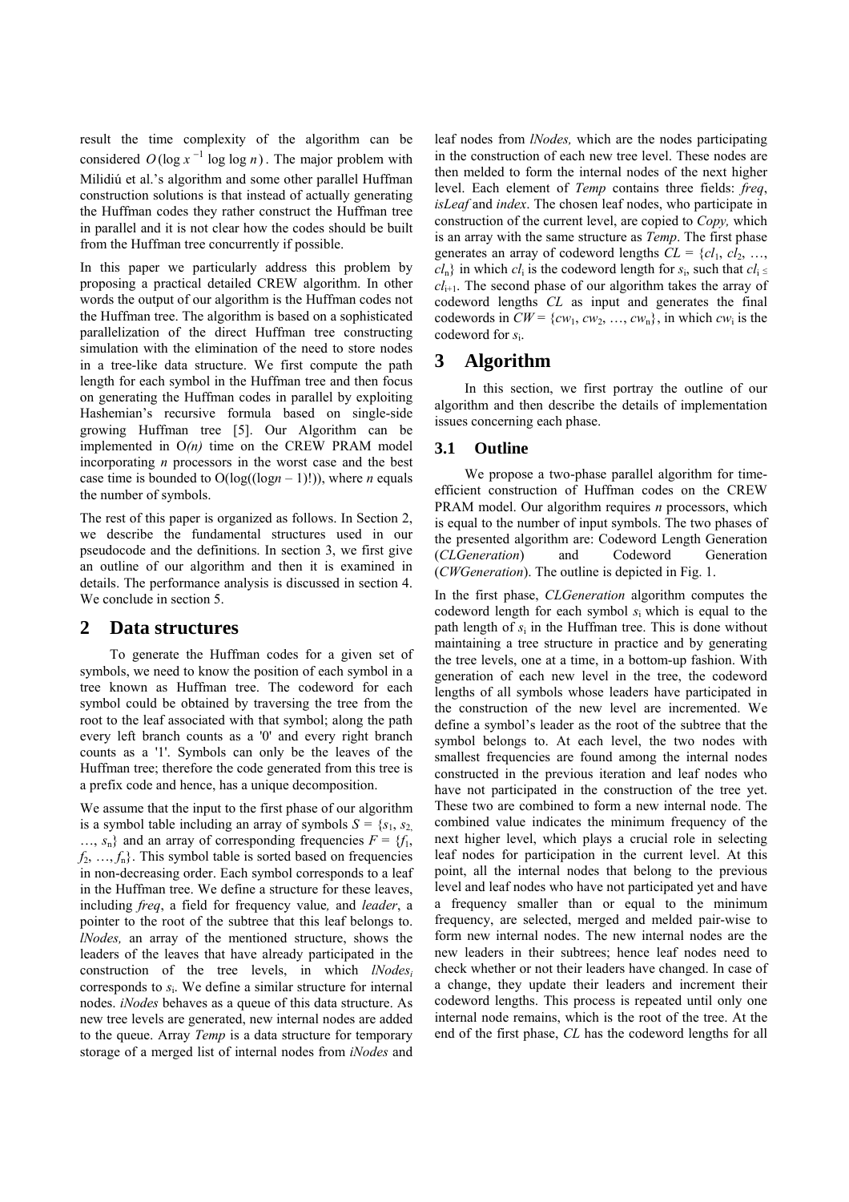result the time complexity of the algorithm can be considered $O(\log x^{-1} \log \log n)$. The major problem with Milidiú et al.'s algorithm and some other parallel Huffman construction solutions is that instead of actually generating the Huffman codes they rather construct the Huffman tree in parallel and it is not clear how the codes should be built from the Huffman tree concurrently if possible.

In this paper we particularly address this problem by proposing a practical detailed CREW algorithm. In other words the output of our algorithm is the Huffman codes not the Huffman tree. The algorithm is based on a sophisticated parallelization of the direct Huffman tree constructing simulation with the elimination of the need to store nodes in a tree-like data structure. We first compute the path length for each symbol in the Huffman tree and then focus on generating the Huffman codes in parallel by exploiting Hashemian's recursive formula based on single-side growing Huffman tree [5]. Our Algorithm can be implemented in O*(n)* time on the CREW PRAM model incorporating *n* processors in the worst case and the best case time is bounded to O(log((log*n* – 1)!)), where *n* equals the number of symbols.

The rest of this paper is organized as follows. In Section 2, we describe the fundamental structures used in our pseudocode and the definitions. In section 3, we first give an outline of our algorithm and then it is examined in details. The performance analysis is discussed in section 4. We conclude in section 5.

## 2 Data structures

To generate the Huffman codes for a given set of symbols, we need to know the position of each symbol in a tree known as Huffman tree. The codeword for each symbol could be obtained by traversing the tree from the root to the leaf associated with that symbol; along the path every left branch counts as a '0' and every right branch counts as a '1'. Symbols can only be the leaves of the Huffman tree; therefore the code generated from this tree is a prefix code and hence, has a unique decomposition.

We assume that the input to the first phase of our algorithm is a symbol table including an array of symbols $S = \{s_1, s_2, \ldots, s_n\}$ and an array of corresponding frequencies $F = \{f_1, f_2, \ldots, f_n\}$. This symbol table is sorted based on frequencies in non-decreasing order. Each symbol corresponds to a leaf in the Huffman tree. We define a structure for these leaves, including *freq*, a field for frequency value*,* and *leader*, a pointer to the root of the subtree that this leaf belongs to. *lNodes,* an array of the mentioned structure, shows the leaders of the leaves that have already participated in the construction of the tree levels, in which $lNodes_i$ corresponds to $s_i$. We define a similar structure for internal nodes. *iNodes* behaves as a queue of this data structure. As new tree levels are generated, new internal nodes are added to the queue. Array *Temp* is a data structure for temporary storage of a merged list of internal nodes from *iNodes* and leaf nodes from *lNodes,* which are the nodes participating in the construction of each new tree level. These nodes are then melded to form the internal nodes of the next higher level. Each element of *Temp* contains three fields: *freq*, *isLeaf* and *index*. The chosen leaf nodes, who participate in construction of the current level, are copied to *Copy,* which is an array with the same structure as *Temp*. The first phase generates an array of codeword lengths $CL = \{cl_1, cl_2, \ldots, cl_n\}$ in which $cl_i$ is the codeword length for $s_i$, such that $cl_i \leq cl_{i+1}$. The second phase of our algorithm takes the array of codeword lengths *CL* as input and generates the final codewords in $CW = \{cw_1, cw_2, \ldots, cw_n\}$, in which $cw_i$ is the codeword for $s_i$.

## 3 Algorithm

In this section, we first portray the outline of our algorithm and then describe the details of implementation issues concerning each phase.

### 3.1 Outline

We propose a two-phase parallel algorithm for time-efficient construction of Huffman codes on the CREW PRAM model. Our algorithm requires *n* processors, which is equal to the number of input symbols. The two phases of the presented algorithm are: Codeword Length Generation (*CLGeneration*) and Codeword Generation (*CWGeneration*). The outline is depicted in Fig. 1.

In the first phase, *CLGeneration* algorithm computes the codeword length for each symbol $s_i$ which is equal to the path length of $s_i$ in the Huffman tree. This is done without maintaining a tree structure in practice and by generating the tree levels, one at a time, in a bottom-up fashion. With generation of each new level in the tree, the codeword lengths of all symbols whose leaders have participated in the construction of the new level are incremented. We define a symbol's leader as the root of the subtree that the symbol belongs to. At each level, the two nodes with smallest frequencies are found among the internal nodes constructed in the previous iteration and leaf nodes who have not participated in the construction of the tree yet. These two are combined to form a new internal node. The combined value indicates the minimum frequency of the next higher level, which plays a crucial role in selecting leaf nodes for participation in the current level. At this point, all the internal nodes that belong to the previous level and leaf nodes who have not participated yet and have a frequency smaller than or equal to the minimum frequency, are selected, merged and melded pair-wise to form new internal nodes. The new internal nodes are the new leaders in their subtrees; hence leaf nodes need to check whether or not their leaders have changed. In case of a change, they update their leaders and increment their codeword lengths. This process is repeated until only one internal node remains, which is the root of the tree. At the end of the first phase, *CL* has the codeword lengths for all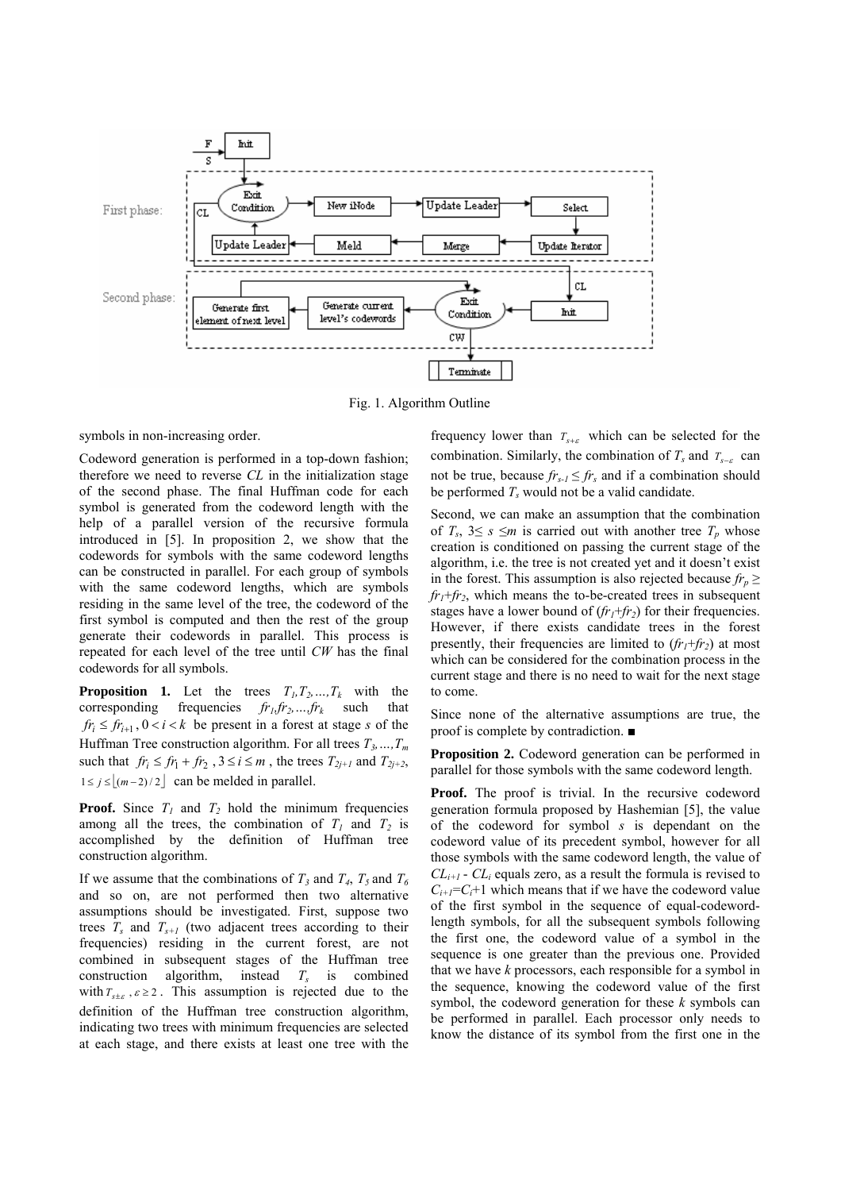Fig. 1. Algorithm Outline

symbols in non-increasing order.

Codeword generation is performed in a top-down fashion; therefore we need to reverse *CL* in the initialization stage of the second phase. The final Huffman code for each symbol is generated from the codeword length with the help of a parallel version of the recursive formula introduced in [5]. In proposition 2, we show that the codewords for symbols with the same codeword lengths can be constructed in parallel. For each group of symbols with the same codeword lengths, which are symbols residing in the same level of the tree, the codeword of the first symbol is computed and then the rest of the group generate their codewords in parallel. This process is repeated for each level of the tree until *CW* has the final codewords for all symbols.

**Proposition 1.** Let the trees $T_1, T_2, \ldots, T_k$ with the corresponding frequencies $fr_1, fr_2, \ldots, fr_k$ such that $fr_i \le fr_{i+1}, 0 < i < k$ be present in a forest at stage *s* of the Huffman Tree construction algorithm. For all trees $T_3, \ldots, T_m$ such that $fr_i \le fr_1 + fr_2$, $3 \le i \le m$, the trees $T_{2j+1}$ and $T_{2j+2}$, $1 \le j \le \lfloor (m-2)/2 \rfloor$ can be melded in parallel.

**Proof.** Since $T_1$ and $T_2$ hold the minimum frequencies among all the trees, the combination of $T_1$ and $T_2$ is accomplished by the definition of Huffman tree construction algorithm.

If we assume that the combinations of $T_3$ and $T_4$, $T_5$ and $T_6$ and so on, are not performed then two alternative assumptions should be investigated. First, suppose two trees $T_s$ and $T_{s+1}$ (two adjacent trees according to their frequencies) residing in the current forest, are not combined in subsequent stages of the Huffman tree construction algorithm, instead $T_s$ is combined with $T_{s\pm\varepsilon}, \varepsilon \ge 2$. This assumption is rejected due to the definition of the Huffman tree construction algorithm, indicating two trees with minimum frequencies are selected at each stage, and there exists at least one tree with the frequency lower than $T_{s+\varepsilon}$ which can be selected for the combination. Similarly, the combination of $T_s$ and $T_{s-\varepsilon}$ can not be true, because $fr_{s-1} \le fr_s$ and if a combination should be performed $T_s$ would not be a valid candidate.

Second, we can make an assumption that the combination of $T_s$, $3 \le s \le m$ is carried out with another tree $T_p$ whose creation is conditioned on passing the current stage of the algorithm, i.e. the tree is not created yet and it doesn't exist in the forest. This assumption is also rejected because $fr_p \ge fr_1 + fr_2$, which means the to-be-created trees in subsequent stages have a lower bound of $(fr_1 + fr_2)$ for their frequencies. However, if there exists candidate trees in the forest presently, their frequencies are limited to $(fr_1 + fr_2)$ at most which can be considered for the combination process in the current stage and there is no need to wait for the next stage to come.

Since none of the alternative assumptions are true, the proof is complete by contradiction. ■

**Proposition 2.** Codeword generation can be performed in parallel for those symbols with the same codeword length.

**Proof.** The proof is trivial. In the recursive codeword generation formula proposed by Hashemian [5], the value of the codeword for symbol *s* is dependant on the codeword value of its precedent symbol, however for all those symbols with the same codeword length, the value of $CL_{i+1} - CL_i$ equals zero, as a result the formula is revised to $C_{i+1} = C_i + 1$ which means that if we have the codeword value of the first symbol in the sequence of equal-codeword-length symbols, for all the subsequent symbols following the first one, the codeword value of a symbol in the sequence is one greater than the previous one. Provided that we have *k* processors, each responsible for a symbol in the sequence, knowing the codeword value of the first symbol, the codeword generation for these *k* symbols can be performed in parallel. Each processor only needs to know the distance of its symbol from the first one in the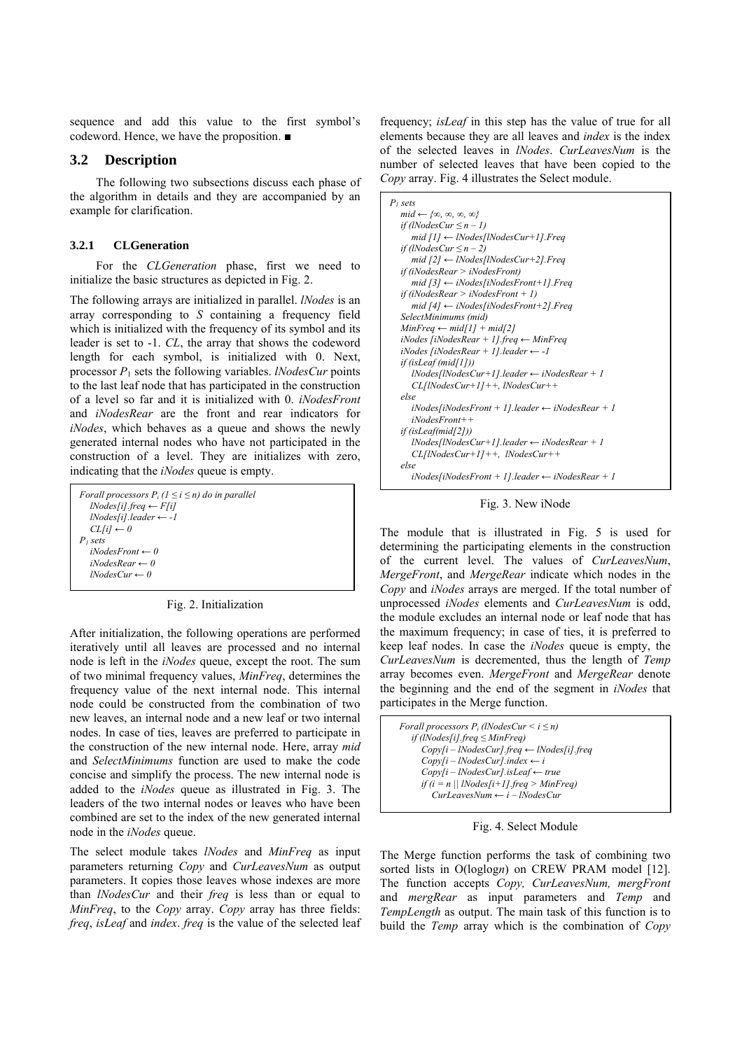sequence and add this value to the first symbol's codeword. Hence, we have the proposition. ■

## 3.2 Description

The following two subsections discuss each phase of the algorithm in details and they are accompanied by an example for clarification.

### 3.2.1 CLGeneration

For the *CLGeneration* phase, first we need to initialize the basic structures as depicted in Fig. 2.

The following arrays are initialized in parallel. *lNodes* is an array corresponding to *S* containing a frequency field which is initialized with the frequency of its symbol and its leader is set to -1. *CL*, the array that shows the codeword length for each symbol, is initialized with 0. Next, processor $P_1$ sets the following variables. *lNodesCur* points to the last leaf node that has participated in the construction of a level so far and it is initialized with 0. *iNodesFront* and *iNodesRear* are the front and rear indicators for *iNodes*, which behaves as a queue and shows the newly generated internal nodes who have not participated in the construction of a level. They are initializes with zero, indicating that the *iNodes* queue is empty.

```
Forall processors Pi (1 ≤ i ≤ n) do in parallel
   lNodes[i].freq ← F[i]
   lNodes[i].leader ← -1
   CL[i] ← 0
P1 sets
   iNodesFront ← 0
   iNodesRear ← 0
   lNodesCur ← 0
```

Fig. 2. Initialization

After initialization, the following operations are performed iteratively until all leaves are processed and no internal node is left in the *iNodes* queue, except the root. The sum of two minimal frequency values, *MinFreq*, determines the frequency value of the next internal node. This internal node could be constructed from the combination of two new leaves, an internal node and a new leaf or two internal nodes. In case of ties, leaves are preferred to participate in the construction of the new internal node. Here, array *mid* and *SelectMinimums* function are used to make the code concise and simplify the process. The new internal node is added to the *iNodes* queue as illustrated in Fig. 3. The leaders of the two internal nodes or leaves who have been combined are set to the index of the new generated internal node in the *iNodes* queue.

The select module takes *lNodes* and *MinFreq* as input parameters returning *Copy* and *CurLeavesNum* as output parameters. It copies those leaves whose indexes are more than *lNodesCur* and their *freq* is less than or equal to *MinFreq*, to the *Copy* array. *Copy* array has three fields: *freq*, *isLeaf* and *index*. *freq* is the value of the selected leaf frequency; *isLeaf* in this step has the value of true for all elements because they are all leaves and *index* is the index of the selected leaves in *lNodes*. *CurLeavesNum* is the number of selected leaves that have been copied to the *Copy* array. Fig. 4 illustrates the Select module.

```
P1 sets
   mid ← {∞, ∞, ∞, ∞}
   if (lNodesCur ≤ n – 1)
      mid [1] ← lNodes[lNodesCur+1].Freq
   if (lNodesCur ≤ n – 2)
      mid [2] ← lNodes[lNodesCur+2].Freq
   if (iNodesRear > iNodesFront)
      mid [3] ← iNodes[iNodesFront+1].Freq
   if (iNodesRear > iNodesFront + 1)
      mid [4] ← iNodes[iNodesFront+2].Freq
   SelectMinimums (mid)
   MinFreq ← mid[1] + mid[2]
   iNodes [iNodesRear + 1].freq ← MinFreq
   iNodes [iNodesRear + 1].leader ← -1
   if (isLeaf (mid[1]))
      lNodes[lNodesCur+1].leader ← iNodesRear + 1
      CL[lNodesCur+1]++, lNodesCur++
   else
      iNodes[iNodesFront + 1].leader ← iNodesRear + 1
      iNodesFront++
   if (isLeaf(mid[2]))
      lNodes[lNodesCur+1].leader ← iNodesRear + 1
      CL[lNodesCur+1]++,  lNodesCur++
   else
      iNodes[iNodesFront + 1].leader ← iNodesRear + 1
```

Fig. 3. New iNode

The module that is illustrated in Fig. 5 is used for determining the participating elements in the construction of the current level. The values of *CurLeavesNum*, *MergeFront*, and *MergeRear* indicate which nodes in the *Copy* and *iNodes* arrays are merged. If the total number of unprocessed *iNodes* elements and *CurLeavesNum* is odd, the module excludes an internal node or leaf node that has the maximum frequency; in case of ties, it is preferred to keep leaf nodes. In case the *iNodes* queue is empty, the *CurLeavesNum* is decremented, thus the length of *Temp* array becomes even. *MergeFront* and *MergeRear* denote the beginning and the end of the segment in *iNodes* that participates in the Merge function.

```
Forall processors Pi (lNodesCur < i ≤ n)
   if (lNodes[i].freq ≤ MinFreq)
      Copy[i – lNodesCur].freq ← lNodes[i].freq
      Copy[i – lNodesCur].index ← i
      Copy[i – lNodesCur].isLeaf ← true
      if (i = n || lNodes[i+1].freq > MinFreq)
         CurLeavesNum ← i – lNodesCur
```

Fig. 4. Select Module

The Merge function performs the task of combining two sorted lists in O(loglog*n*) on CREW PRAM model [12]. The function accepts *Copy, CurLeavesNum, mergFront* and *mergRear* as input parameters and *Temp* and *TempLength* as output. The main task of this function is to build the *Temp* array which is the combination of *Copy*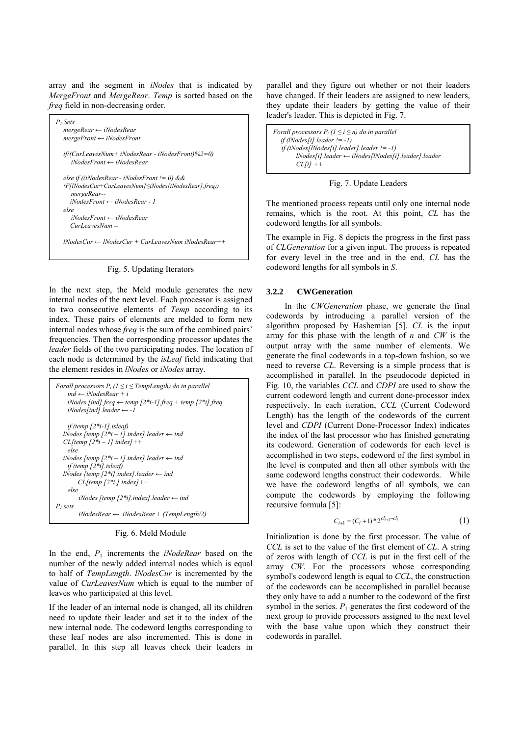array and the segment in *iNodes* that is indicated by *MergeFront* and *MergeRear*. *Temp* is sorted based on the *freq* field in non-decreasing order.

```
P1 Sets
   mergeRear ← iNodesRear
   mergeFront ← iNodesFront

   if((CurLeavesNum+ iNodesRear - iNodesFront)%2=0)
      iNodesFront ← iNodesRear

   else if ((iNodesRear - iNodesFront != 0) &&
   (F[lNodesCur+CurLeavesNum]≤iNodes[iNodesRear].freq))
      mergeRear--
      iNodesFront ← iNodesRear - 1
   else
      iNodesFront ← iNodesRear
      CurLeavesNum --

   lNodesCur ← lNodesCur + CurLeavesNum iNodesRear++
```

Fig. 5. Updating Iterators

In the next step, the Meld module generates the new internal nodes of the next level. Each processor is assigned to two consecutive elements of *Temp* according to its index. These pairs of elements are melded to form new internal nodes whose *freq* is the sum of the combined pairs' frequencies. Then the corresponding processor updates the *leader* fields of the two participating nodes. The location of each node is determined by the *isLeaf* field indicating that the element resides in *lNodes* or *iNodes* array.

```
Forall processors Pi (1 ≤ i ≤ TempLength) do in parallel
    ind ← iNodesRear + i
    iNodes [ind].freq ← temp [2*i-1].freq + temp [2*i].freq
    iNodes[ind].leader ← -1

    if (temp [2*i-1].isleaf)
   lNodes [temp [2*i – 1].index].leader ← ind
   CL[temp [2*i – 1].index]++
    else
   iNodes [temp [2*i – 1].index].leader ← ind
    if (temp [2*i].isleaf)
   lNodes [temp [2*i].index].leader ← ind
         CL[temp [2*i ].index]++
    else
         iNodes [temp [2*i].index].leader ← ind
P1 sets
         iNodesRear ←  iNodesRear + (TempLength/2)
```

Fig. 6. Meld Module

In the end, $P_1$ increments the *iNodeRear* based on the number of the newly added internal nodes which is equal to half of *TempLength*. *lNodesCur* is incremented by the value of *CurLeavesNum* which is equal to the number of leaves who participated at this level.

If the leader of an internal node is changed, all its children need to update their leader and set it to the index of the new internal node. The codeword lengths corresponding to these leaf nodes are also incremented. This is done in parallel. In this step all leaves check their leaders in parallel and they figure out whether or not their leaders have changed. If their leaders are assigned to new leaders, they update their leaders by getting the value of their leader's leader. This is depicted in Fig. 7.

```
Forall processors Pi (1 ≤ i ≤ n) do in parallel
   if (lNodes[i].leader != -1)
   if (iNodes[lNodes[i].leader].leader != -1)
        lNodes[i].leader ← iNodes[lNodes[i].leader].leader
        CL[i] ++
```

Fig. 7. Update Leaders

The mentioned process repeats until only one internal node remains, which is the root. At this point, *CL* has the codeword lengths for all symbols.

The example in Fig. 8 depicts the progress in the first pass of *CLGeneration* for a given input. The process is repeated for every level in the tree and in the end, *CL* has the codeword lengths for all symbols in *S*.

### 3.2.2 CWGeneration

In the *CWGeneration* phase, we generate the final codewords by introducing a parallel version of the algorithm proposed by Hashemian [5]. *CL* is the input array for this phase with the length of *n* and *CW* is the output array with the same number of elements. We generate the final codewords in a top-down fashion, so we need to reverse *CL*. Reversing is a simple process that is accomplished in parallel. In the pseudocode depicted in Fig. 10, the variables *CCL* and *CDPI* are used to show the current codeword length and current done-processor index respectively. In each iteration, *CCL* (Current Codeword Length) has the length of the codewords of the current level and *CDPI* (Current Done-Processor Index) indicates the index of the last processor who has finished generating its codeword. Generation of codewords for each level is accomplished in two steps, codeword of the first symbol in the level is computed and then all other symbols with the same codeword lengths construct their codewords. While we have the codeword lengths of all symbols, we can compute the codewords by employing the following recursive formula [5]:

$$C_{i+1} = (C_i + 1) * 2^{cl_{i+1} - cl_i} \qquad (1)$$

Initialization is done by the first processor. The value of *CCL* is set to the value of the first element of *CL*. A string of zeros with length of *CCL* is put in the first cell of the array *CW*. For the processors whose corresponding symbol's codeword length is equal to *CCL*, the construction of the codewords can be accomplished in parallel because they only have to add a number to the codeword of the first symbol in the series. $P_1$ generates the first codeword of the next group to provide processors assigned to the next level with the base value upon which they construct their codewords in parallel.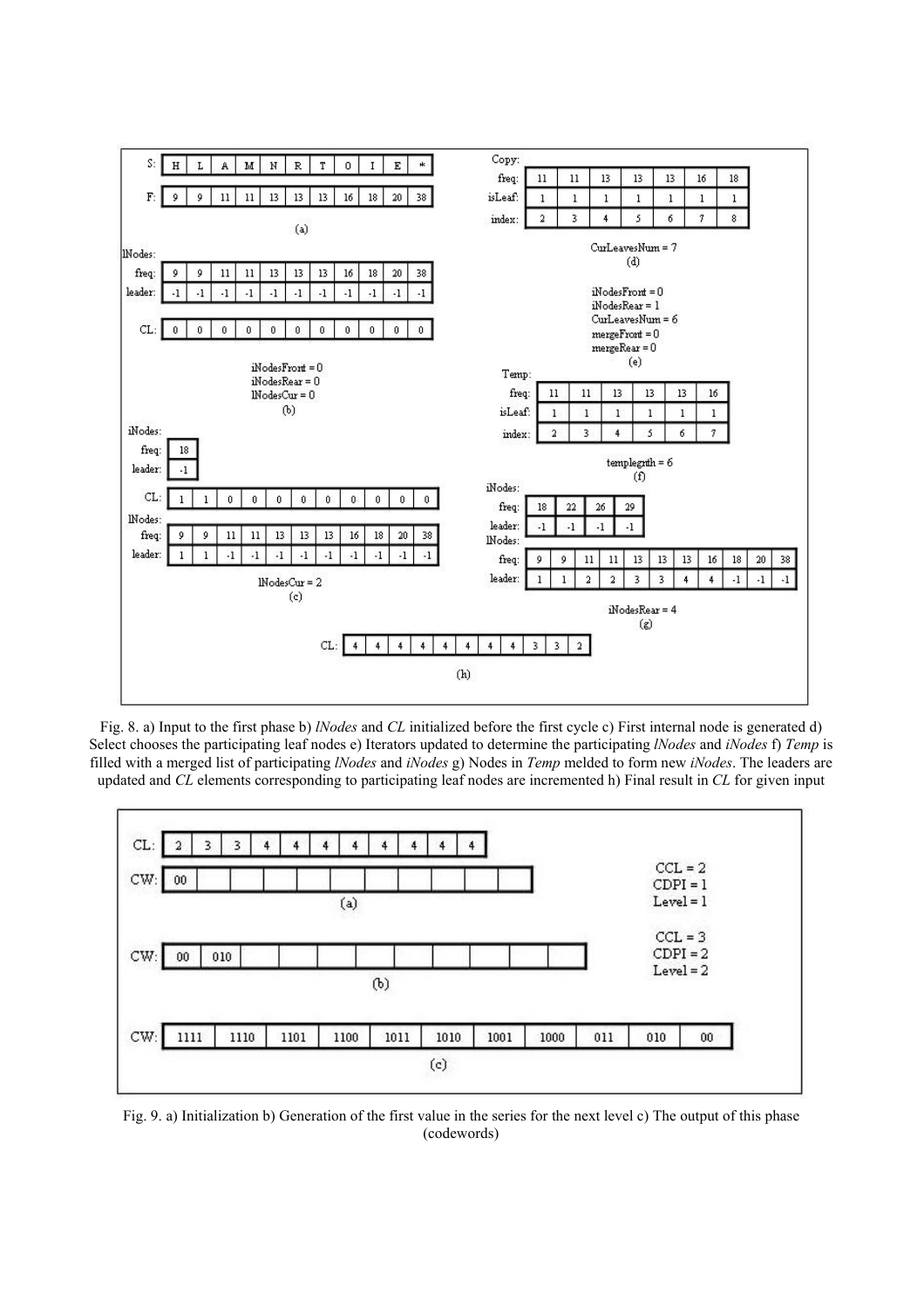Fig. 8. a) Input to the first phase b) *lNodes* and *CL* initialized before the first cycle c) First internal node is generated d) Select chooses the participating leaf nodes e) Iterators updated to determine the participating *lNodes* and *iNodes* f) *Temp* is filled with a merged list of participating *lNodes* and *iNodes* g) Nodes in *Temp* melded to form new *iNodes*. The leaders are updated and *CL* elements corresponding to participating leaf nodes are incremented h) Final result in *CL* for given input

Fig. 9. a) Initialization b) Generation of the first value in the series for the next level c) The output of this phase (codewords)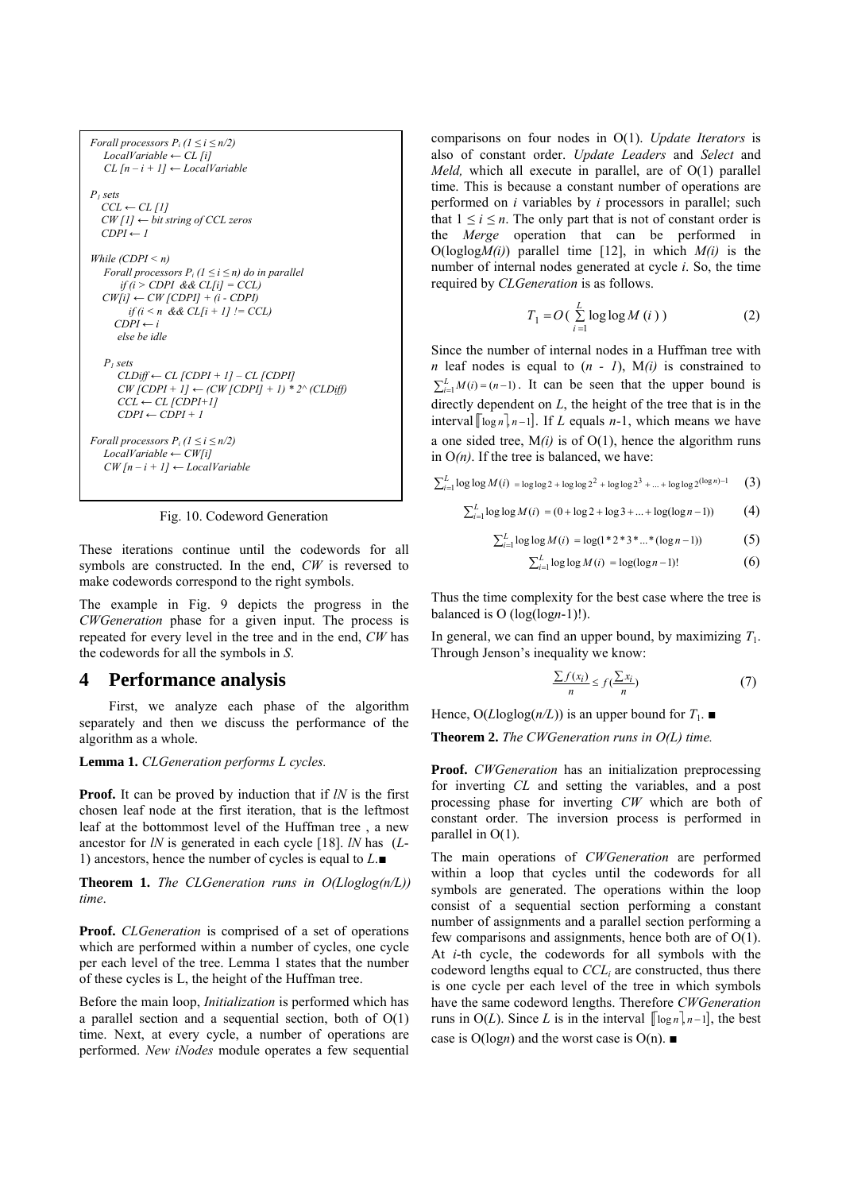```
Forall processors P_i (1 ≤ i ≤ n/2)
    LocalVariable ← CL [i]
    CL [n – i + 1] ← LocalVariable

P_1 sets
   CCL ← CL [1]
   CW [1] ← bit string of CCL zeros
   CDPI ← 1

While (CDPI < n)
    Forall processors P_i (1 ≤ i ≤ n) do in parallel
        if (i > CDPI  && CL[i] = CCL)
    CW[i] ← CW [CDPI] + (i - CDPI)
        if (i < n  && CL[i + 1] != CCL)
      CDPI ← i
      else be idle

    P_1 sets
       CLDiff ← CL [CDPI + 1] – CL [CDPI]
       CW [CDPI + 1] ← (CW [CDPI] + 1) * 2^ (CLDiff)
       CCL ← CL [CDPI+1]
       CDPI ← CDPI + 1

Forall processors P_i (1 ≤ i ≤ n/2)
    LocalVariable ← CW[i]
    CW [n – i + 1] ← LocalVariable
```

Fig. 10. Codeword Generation

These iterations continue until the codewords for all symbols are constructed. In the end, *CW* is reversed to make codewords correspond to the right symbols.

The example in Fig. 9 depicts the progress in the *CWGeneration* phase for a given input. The process is repeated for every level in the tree and in the end, *CW* has the codewords for all the symbols in *S*.

# 4 Performance analysis

First, we analyze each phase of the algorithm separately and then we discuss the performance of the algorithm as a whole.

**Lemma 1.** *CLGeneration performs L cycles.*

**Proof.** It can be proved by induction that if *lN* is the first chosen leaf node at the first iteration, that is the leftmost leaf at the bottommost level of the Huffman tree , a new ancestor for *lN* is generated in each cycle [18]. *lN* has ($L$-1) ancestors, hence the number of cycles is equal to *L*.■

**Theorem 1.** *The CLGeneration runs in O(Lloglog(n/L)) time*.

**Proof.** *CLGeneration* is comprised of a set of operations which are performed within a number of cycles, one cycle per each level of the tree. Lemma 1 states that the number of these cycles is L, the height of the Huffman tree.

Before the main loop, *Initialization* is performed which has a parallel section and a sequential section, both of O(1) time. Next, at every cycle, a number of operations are performed. *New iNodes* module operates a few sequential comparisons on four nodes in O(1). *Update Iterators* is also of constant order. *Update Leaders* and *Select* and *Meld,* which all execute in parallel, are of O(1) parallel time. This is because a constant number of operations are performed on *i* variables by *i* processors in parallel; such that $1 \le i \le n$. The only part that is not of constant order is the *Merge* operation that can be performed in O(loglog$M(i)$) parallel time [12], in which $M(i)$ is the number of internal nodes generated at cycle *i*. So, the time required by *CLGeneration* is as follows.

$$T_1 = O\left(\sum_{i=1}^{L} \log\log M(i)\right) \qquad (2)$$

Since the number of internal nodes in a Huffman tree with *n* leaf nodes is equal to ($n$ - $1$), M$(i)$ is constrained to $\sum_{i=1}^{L} M(i) = (n-1)$. It can be seen that the upper bound is directly dependent on *L*, the height of the tree that is in the interval $[\lceil \log n \rceil, n-1]$. If *L* equals *n*-1, which means we have a one sided tree, M$(i)$ is of O(1), hence the algorithm runs in O$(n)$. If the tree is balanced, we have:

$$\sum_{i=1}^{L} \log\log M(i) = \log\log 2 + \log\log 2^2 + \log\log 2^3 + \ldots + \log\log 2^{(\log n)-1} \qquad (3)$$

$$\sum_{i=1}^{L} \log\log M(i) = (0 + \log 2 + \log 3 + \ldots + \log(\log n - 1)) \qquad (4)$$

$$\sum_{i=1}^{L} \log\log M(i) = \log(1 * 2 * 3 * \ldots * (\log n - 1)) \qquad (5)$$

$$\sum_{i=1}^{L} \log\log M(i) = \log(\log n - 1)! \qquad (6)$$

Thus the time complexity for the best case where the tree is balanced is O (log(log$n$-1)!).

In general, we can find an upper bound, by maximizing $T_1$. Through Jenson's inequality we know:

$$\frac{\sum f(x_i)}{n} \le f\left(\frac{\sum x_i}{n}\right) \qquad (7)$$

Hence, O($L$loglog($n/L$)) is an upper bound for $T_1$. ■

**Theorem 2.** *The CWGeneration runs in O(L) time.*

**Proof.** *CWGeneration* has an initialization preprocessing for inverting *CL* and setting the variables, and a post processing phase for inverting *CW* which are both of constant order. The inversion process is performed in parallel in O(1).

The main operations of *CWGeneration* are performed within a loop that cycles until the codewords for all symbols are generated. The operations within the loop consist of a sequential section performing a constant number of assignments and a parallel section performing a few comparisons and assignments, hence both are of O(1). At *i*-th cycle, the codewords for all symbols with the codeword lengths equal to $CCL_i$ are constructed, thus there is one cycle per each level of the tree in which symbols have the same codeword lengths. Therefore *CWGeneration* runs in O($L$). Since *L* is in the interval $[\lceil \log n \rceil, n-1]$, the best case is O(log$n$) and the worst case is O(n). ■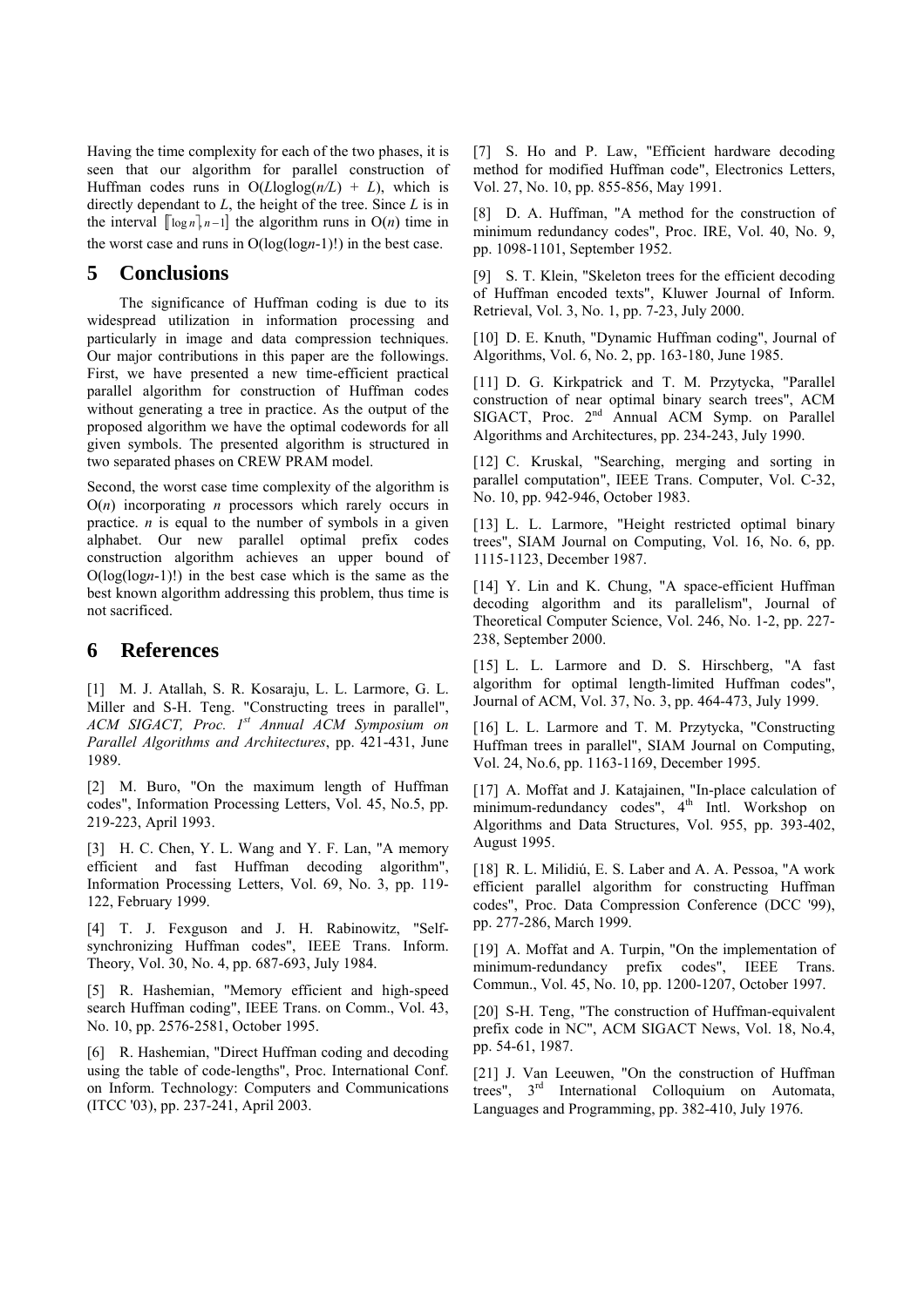Having the time complexity for each of the two phases, it is seen that our algorithm for parallel construction of Huffman codes runs in $O(L\log\log(n/L) + L)$, which is directly dependant to $L$, the height of the tree. Since $L$ is in the interval $[\lceil \log n \rceil, n-1]$ the algorithm runs in $O(n)$ time in the worst case and runs in $O(\log(\log n-1)!)$ in the best case.

# 5 Conclusions

The significance of Huffman coding is due to its widespread utilization in information processing and particularly in image and data compression techniques. Our major contributions in this paper are the followings. First, we have presented a new time-efficient practical parallel algorithm for construction of Huffman codes without generating a tree in practice. As the output of the proposed algorithm we have the optimal codewords for all given symbols. The presented algorithm is structured in two separated phases on CREW PRAM model.

Second, the worst case time complexity of the algorithm is $O(n)$ incorporating $n$ processors which rarely occurs in practice. $n$ is equal to the number of symbols in a given alphabet. Our new parallel optimal prefix codes construction algorithm achieves an upper bound of $O(\log(\log n-1)!)$ in the best case which is the same as the best known algorithm addressing this problem, thus time is not sacrificed.

# 6 References

[1] M. J. Atallah, S. R. Kosaraju, L. L. Larmore, G. L. Miller and S-H. Teng. "Constructing trees in parallel", *ACM SIGACT, Proc. 1st Annual ACM Symposium on Parallel Algorithms and Architectures*, pp. 421-431, June 1989.

[2] M. Buro, "On the maximum length of Huffman codes", Information Processing Letters, Vol. 45, No.5, pp. 219-223, April 1993.

[3] H. C. Chen, Y. L. Wang and Y. F. Lan, "A memory efficient and fast Huffman decoding algorithm", Information Processing Letters, Vol. 69, No. 3, pp. 119-122, February 1999.

[4] T. J. Fexguson and J. H. Rabinowitz, "Self-synchronizing Huffman codes", IEEE Trans. Inform. Theory, Vol. 30, No. 4, pp. 687-693, July 1984.

[5] R. Hashemian, "Memory efficient and high-speed search Huffman coding", IEEE Trans. on Comm., Vol. 43, No. 10, pp. 2576-2581, October 1995.

[6] R. Hashemian, "Direct Huffman coding and decoding using the table of code-lengths", Proc. International Conf. on Inform. Technology: Computers and Communications (ITCC '03), pp. 237-241, April 2003.

[7] S. Ho and P. Law, "Efficient hardware decoding method for modified Huffman code", Electronics Letters, Vol. 27, No. 10, pp. 855-856, May 1991.

[8] D. A. Huffman, "A method for the construction of minimum redundancy codes", Proc. IRE, Vol. 40, No. 9, pp. 1098-1101, September 1952.

[9] S. T. Klein, "Skeleton trees for the efficient decoding of Huffman encoded texts", Kluwer Journal of Inform. Retrieval, Vol. 3, No. 1, pp. 7-23, July 2000.

[10] D. E. Knuth, "Dynamic Huffman coding", Journal of Algorithms, Vol. 6, No. 2, pp. 163-180, June 1985.

[11] D. G. Kirkpatrick and T. M. Przytycka, "Parallel construction of near optimal binary search trees", ACM SIGACT, Proc. 2nd Annual ACM Symp. on Parallel Algorithms and Architectures, pp. 234-243, July 1990.

[12] C. Kruskal, "Searching, merging and sorting in parallel computation", IEEE Trans. Computer, Vol. C-32, No. 10, pp. 942-946, October 1983.

[13] L. L. Larmore, "Height restricted optimal binary trees", SIAM Journal on Computing, Vol. 16, No. 6, pp. 1115-1123, December 1987.

[14] Y. Lin and K. Chung, "A space-efficient Huffman decoding algorithm and its parallelism", Journal of Theoretical Computer Science, Vol. 246, No. 1-2, pp. 227-238, September 2000.

[15] L. L. Larmore and D. S. Hirschberg, "A fast algorithm for optimal length-limited Huffman codes", Journal of ACM, Vol. 37, No. 3, pp. 464-473, July 1999.

[16] L. L. Larmore and T. M. Przytycka, "Constructing Huffman trees in parallel", SIAM Journal on Computing, Vol. 24, No.6, pp. 1163-1169, December 1995.

[17] A. Moffat and J. Katajainen, "In-place calculation of minimum-redundancy codes", 4th Intl. Workshop on Algorithms and Data Structures, Vol. 955, pp. 393-402, August 1995.

[18] R. L. Milidiú, E. S. Laber and A. A. Pessoa, "A work efficient parallel algorithm for constructing Huffman codes", Proc. Data Compression Conference (DCC '99), pp. 277-286, March 1999.

[19] A. Moffat and A. Turpin, "On the implementation of minimum-redundancy prefix codes", IEEE Trans. Commun., Vol. 45, No. 10, pp. 1200-1207, October 1997.

[20] S-H. Teng, "The construction of Huffman-equivalent prefix code in NC", ACM SIGACT News, Vol. 18, No.4, pp. 54-61, 1987.

[21] J. Van Leeuwen, "On the construction of Huffman trees", 3rd International Colloquium on Automata, Languages and Programming, pp. 382-410, July 1976.